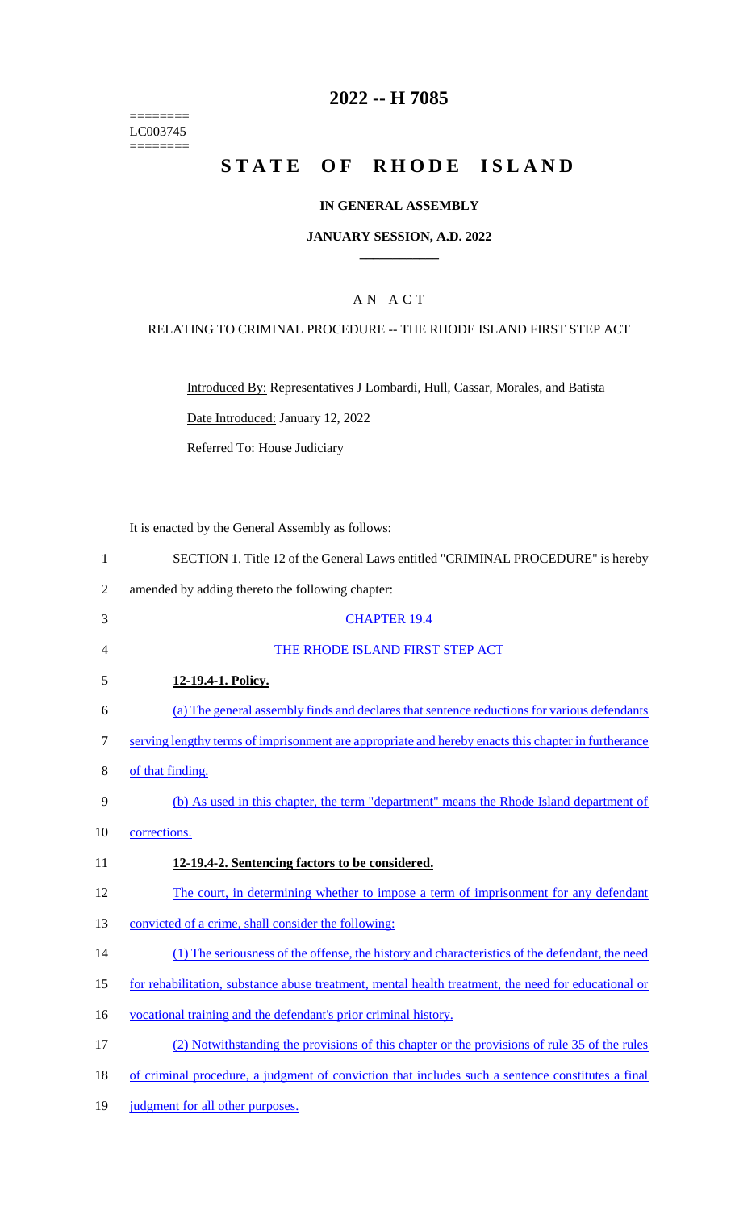========
LC003745
========

# 2022 -- H 7085

# STATE OF RHODE ISLAND

## IN GENERAL ASSEMBLY

### JANUARY SESSION, A.D. 2022

---

A N A C T

RELATING TO CRIMINAL PROCEDURE -- THE RHODE ISLAND FIRST STEP ACT

Introduced By: Representatives J Lombardi, Hull, Cassar, Morales, and Batista

Date Introduced: January 12, 2022

Referred To: House Judiciary

It is enacted by the General Assembly as follows:

1 SECTION 1. Title 12 of the General Laws entitled "CRIMINAL PROCEDURE" is hereby
2 amended by adding thereto the following chapter:

3 CHAPTER 19.4

4 THE RHODE ISLAND FIRST STEP ACT

5 **12-19.4-1. Policy.**

6 (a) The general assembly finds and declares that sentence reductions for various defendants
7 serving lengthy terms of imprisonment are appropriate and hereby enacts this chapter in furtherance
8 of that finding.

9 (b) As used in this chapter, the term "department" means the Rhode Island department of
10 corrections.

11 **12-19.4-2. Sentencing factors to be considered.**

12 The court, in determining whether to impose a term of imprisonment for any defendant
13 convicted of a crime, shall consider the following:

14 (1) The seriousness of the offense, the history and characteristics of the defendant, the need
15 for rehabilitation, substance abuse treatment, mental health treatment, the need for educational or
16 vocational training and the defendant's prior criminal history.

17 (2) Notwithstanding the provisions of this chapter or the provisions of rule 35 of the rules
18 of criminal procedure, a judgment of conviction that includes such a sentence constitutes a final
19 judgment for all other purposes.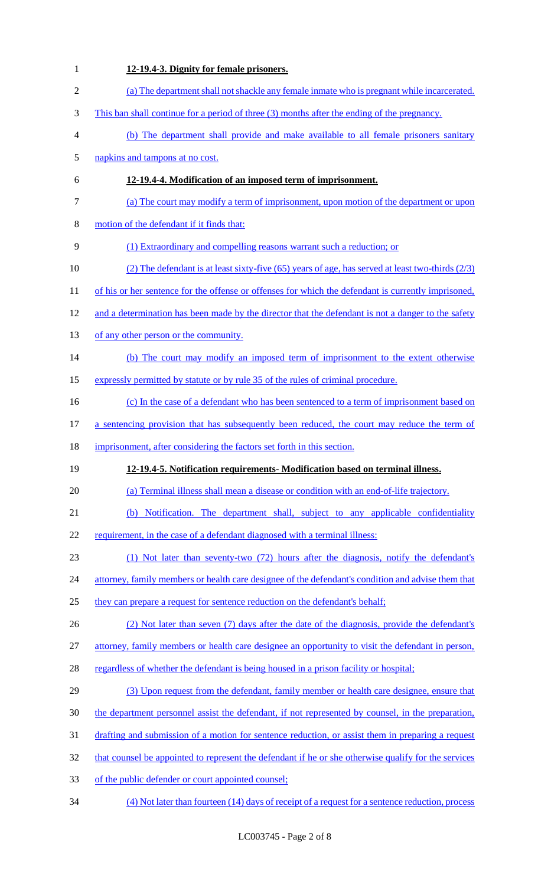**12-19.4-3. Dignity for female prisoners.**

(a) The department shall not shackle any female inmate who is pregnant while incarcerated. This ban shall continue for a period of three (3) months after the ending of the pregnancy.

(b) The department shall provide and make available to all female prisoners sanitary napkins and tampons at no cost.

**12-19.4-4. Modification of an imposed term of imprisonment.**

(a) The court may modify a term of imprisonment, upon motion of the department or upon motion of the defendant if it finds that:

(1) Extraordinary and compelling reasons warrant such a reduction; or

(2) The defendant is at least sixty-five (65) years of age, has served at least two-thirds (2/3) of his or her sentence for the offense or offenses for which the defendant is currently imprisoned, and a determination has been made by the director that the defendant is not a danger to the safety of any other person or the community.

(b) The court may modify an imposed term of imprisonment to the extent otherwise expressly permitted by statute or by rule 35 of the rules of criminal procedure.

(c) In the case of a defendant who has been sentenced to a term of imprisonment based on a sentencing provision that has subsequently been reduced, the court may reduce the term of imprisonment, after considering the factors set forth in this section.

**12-19.4-5. Notification requirements- Modification based on terminal illness.**

(a) Terminal illness shall mean a disease or condition with an end-of-life trajectory.

(b) Notification. The department shall, subject to any applicable confidentiality requirement, in the case of a defendant diagnosed with a terminal illness:

(1) Not later than seventy-two (72) hours after the diagnosis, notify the defendant's attorney, family members or health care designee of the defendant's condition and advise them that they can prepare a request for sentence reduction on the defendant's behalf;

(2) Not later than seven (7) days after the date of the diagnosis, provide the defendant's attorney, family members or health care designee an opportunity to visit the defendant in person, regardless of whether the defendant is being housed in a prison facility or hospital;

(3) Upon request from the defendant, family member or health care designee, ensure that the department personnel assist the defendant, if not represented by counsel, in the preparation, drafting and submission of a motion for sentence reduction, or assist them in preparing a request that counsel be appointed to represent the defendant if he or she otherwise qualify for the services of the public defender or court appointed counsel;

(4) Not later than fourteen (14) days of receipt of a request for a sentence reduction, process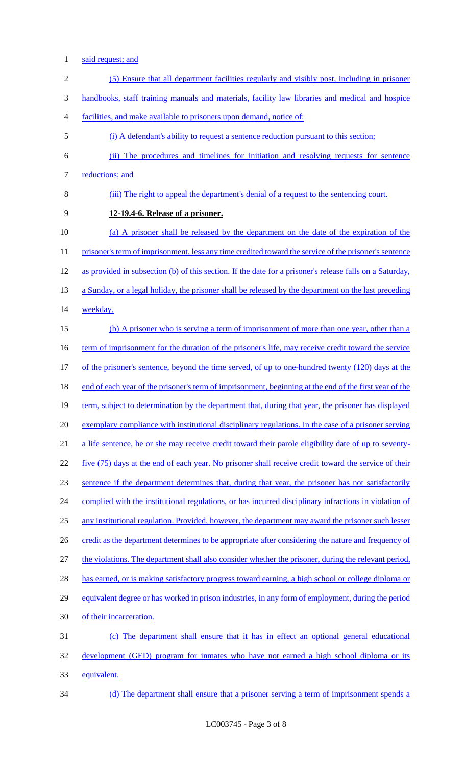said request; and

(5) Ensure that all department facilities regularly and visibly post, including in prisoner handbooks, staff training manuals and materials, facility law libraries and medical and hospice facilities, and make available to prisoners upon demand, notice of:

(i) A defendant's ability to request a sentence reduction pursuant to this section;

(ii) The procedures and timelines for initiation and resolving requests for sentence reductions; and

(iii) The right to appeal the department's denial of a request to the sentencing court.

**12-19.4-6. Release of a prisoner.**

(a) A prisoner shall be released by the department on the date of the expiration of the prisoner's term of imprisonment, less any time credited toward the service of the prisoner's sentence as provided in subsection (b) of this section. If the date for a prisoner's release falls on a Saturday, a Sunday, or a legal holiday, the prisoner shall be released by the department on the last preceding weekday.

(b) A prisoner who is serving a term of imprisonment of more than one year, other than a term of imprisonment for the duration of the prisoner's life, may receive credit toward the service of the prisoner's sentence, beyond the time served, of up to one-hundred twenty (120) days at the end of each year of the prisoner's term of imprisonment, beginning at the end of the first year of the term, subject to determination by the department that, during that year, the prisoner has displayed exemplary compliance with institutional disciplinary regulations. In the case of a prisoner serving a life sentence, he or she may receive credit toward their parole eligibility date of up to seventy-five (75) days at the end of each year. No prisoner shall receive credit toward the service of their sentence if the department determines that, during that year, the prisoner has not satisfactorily complied with the institutional regulations, or has incurred disciplinary infractions in violation of any institutional regulation. Provided, however, the department may award the prisoner such lesser credit as the department determines to be appropriate after considering the nature and frequency of the violations. The department shall also consider whether the prisoner, during the relevant period, has earned, or is making satisfactory progress toward earning, a high school or college diploma or equivalent degree or has worked in prison industries, in any form of employment, during the period of their incarceration.

(c) The department shall ensure that it has in effect an optional general educational development (GED) program for inmates who have not earned a high school diploma or its equivalent.

(d) The department shall ensure that a prisoner serving a term of imprisonment spends a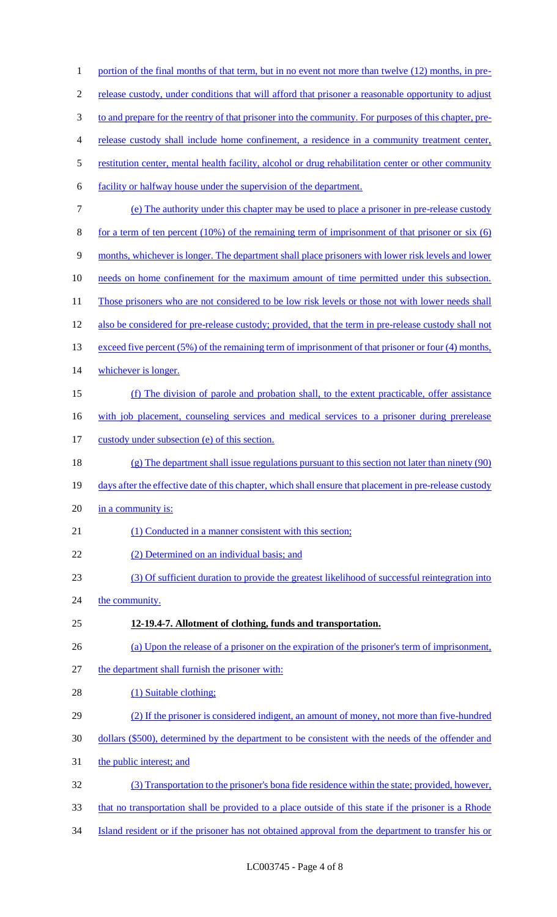portion of the final months of that term, but in no event not more than twelve (12) months, in pre-release custody, under conditions that will afford that prisoner a reasonable opportunity to adjust to and prepare for the reentry of that prisoner into the community. For purposes of this chapter, pre-release custody shall include home confinement, a residence in a community treatment center, restitution center, mental health facility, alcohol or drug rehabilitation center or other community facility or halfway house under the supervision of the department.

(e) The authority under this chapter may be used to place a prisoner in pre-release custody for a term of ten percent (10%) of the remaining term of imprisonment of that prisoner or six (6) months, whichever is longer. The department shall place prisoners with lower risk levels and lower needs on home confinement for the maximum amount of time permitted under this subsection. Those prisoners who are not considered to be low risk levels or those not with lower needs shall also be considered for pre-release custody; provided, that the term in pre-release custody shall not exceed five percent (5%) of the remaining term of imprisonment of that prisoner or four (4) months, whichever is longer.

(f) The division of parole and probation shall, to the extent practicable, offer assistance with job placement, counseling services and medical services to a prisoner during prerelease custody under subsection (e) of this section.

(g) The department shall issue regulations pursuant to this section not later than ninety (90) days after the effective date of this chapter, which shall ensure that placement in pre-release custody in a community is:

(1) Conducted in a manner consistent with this section;

(2) Determined on an individual basis; and

(3) Of sufficient duration to provide the greatest likelihood of successful reintegration into the community.

**12-19.4-7. Allotment of clothing, funds and transportation.**

(a) Upon the release of a prisoner on the expiration of the prisoner's term of imprisonment, the department shall furnish the prisoner with:

(1) Suitable clothing;

(2) If the prisoner is considered indigent, an amount of money, not more than five-hundred dollars ($500), determined by the department to be consistent with the needs of the offender and the public interest; and

(3) Transportation to the prisoner's bona fide residence within the state; provided, however, that no transportation shall be provided to a place outside of this state if the prisoner is a Rhode Island resident or if the prisoner has not obtained approval from the department to transfer his or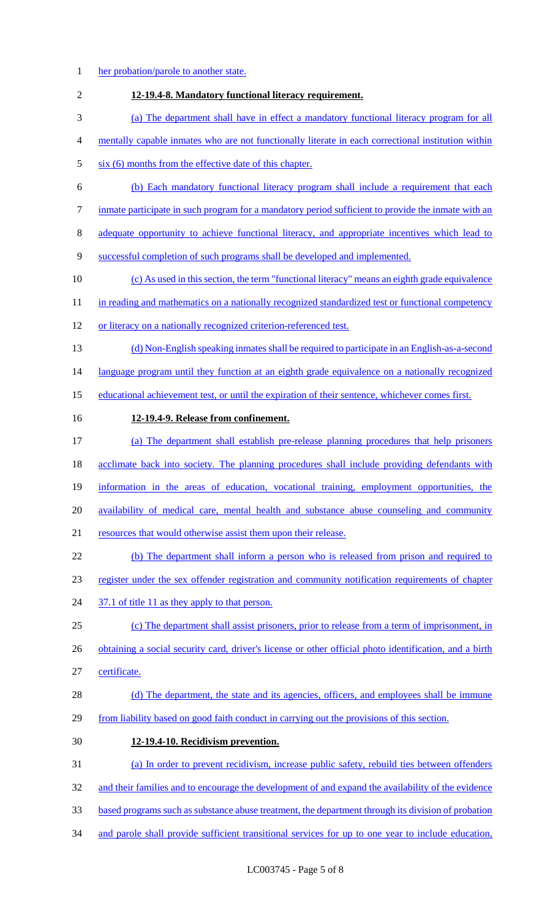her probation/parole to another state.

**12-19.4-8. Mandatory functional literacy requirement.**

(a) The department shall have in effect a mandatory functional literacy program for all mentally capable inmates who are not functionally literate in each correctional institution within six (6) months from the effective date of this chapter.

(b) Each mandatory functional literacy program shall include a requirement that each inmate participate in such program for a mandatory period sufficient to provide the inmate with an adequate opportunity to achieve functional literacy, and appropriate incentives which lead to successful completion of such programs shall be developed and implemented.

(c) As used in this section, the term "functional literacy" means an eighth grade equivalence in reading and mathematics on a nationally recognized standardized test or functional competency or literacy on a nationally recognized criterion-referenced test.

(d) Non-English speaking inmates shall be required to participate in an English-as-a-second language program until they function at an eighth grade equivalence on a nationally recognized educational achievement test, or until the expiration of their sentence, whichever comes first.

**12-19.4-9. Release from confinement.**

(a) The department shall establish pre-release planning procedures that help prisoners acclimate back into society. The planning procedures shall include providing defendants with information in the areas of education, vocational training, employment opportunities, the availability of medical care, mental health and substance abuse counseling and community resources that would otherwise assist them upon their release.

(b) The department shall inform a person who is released from prison and required to register under the sex offender registration and community notification requirements of chapter 37.1 of title 11 as they apply to that person.

(c) The department shall assist prisoners, prior to release from a term of imprisonment, in obtaining a social security card, driver's license or other official photo identification, and a birth certificate.

(d) The department, the state and its agencies, officers, and employees shall be immune from liability based on good faith conduct in carrying out the provisions of this section.

**12-19.4-10. Recidivism prevention.**

(a) In order to prevent recidivism, increase public safety, rebuild ties between offenders and their families and to encourage the development of and expand the availability of the evidence based programs such as substance abuse treatment, the department through its division of probation and parole shall provide sufficient transitional services for up to one year to include education,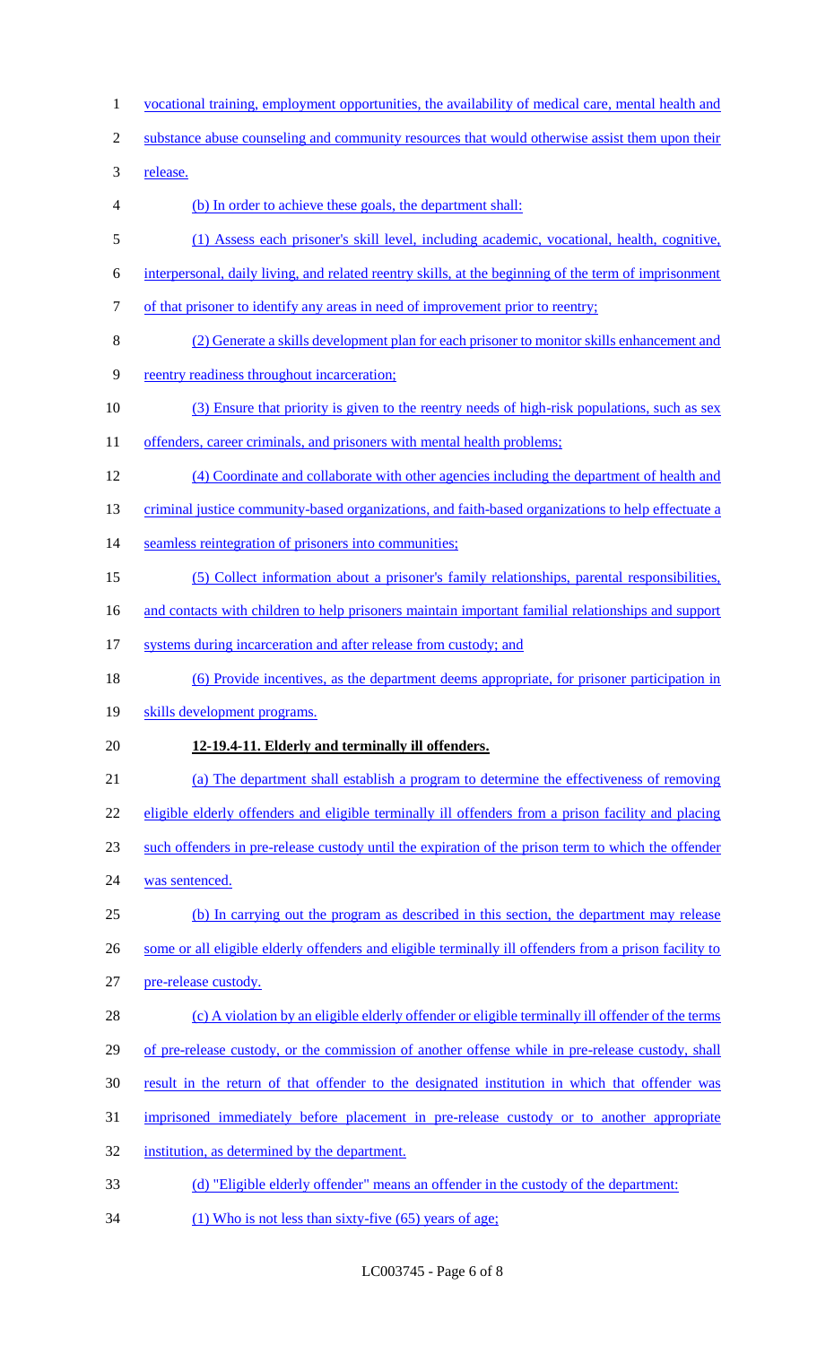vocational training, employment opportunities, the availability of medical care, mental health and substance abuse counseling and community resources that would otherwise assist them upon their release.

(b) In order to achieve these goals, the department shall:

(1) Assess each prisoner's skill level, including academic, vocational, health, cognitive, interpersonal, daily living, and related reentry skills, at the beginning of the term of imprisonment of that prisoner to identify any areas in need of improvement prior to reentry;

(2) Generate a skills development plan for each prisoner to monitor skills enhancement and reentry readiness throughout incarceration;

(3) Ensure that priority is given to the reentry needs of high-risk populations, such as sex offenders, career criminals, and prisoners with mental health problems;

(4) Coordinate and collaborate with other agencies including the department of health and criminal justice community-based organizations, and faith-based organizations to help effectuate a seamless reintegration of prisoners into communities;

(5) Collect information about a prisoner's family relationships, parental responsibilities, and contacts with children to help prisoners maintain important familial relationships and support systems during incarceration and after release from custody; and

(6) Provide incentives, as the department deems appropriate, for prisoner participation in skills development programs.

**12-19.4-11. Elderly and terminally ill offenders.**

(a) The department shall establish a program to determine the effectiveness of removing eligible elderly offenders and eligible terminally ill offenders from a prison facility and placing such offenders in pre-release custody until the expiration of the prison term to which the offender was sentenced.

(b) In carrying out the program as described in this section, the department may release some or all eligible elderly offenders and eligible terminally ill offenders from a prison facility to pre-release custody.

(c) A violation by an eligible elderly offender or eligible terminally ill offender of the terms of pre-release custody, or the commission of another offense while in pre-release custody, shall result in the return of that offender to the designated institution in which that offender was imprisoned immediately before placement in pre-release custody or to another appropriate institution, as determined by the department.

(d) "Eligible elderly offender" means an offender in the custody of the department:

(1) Who is not less than sixty-five (65) years of age;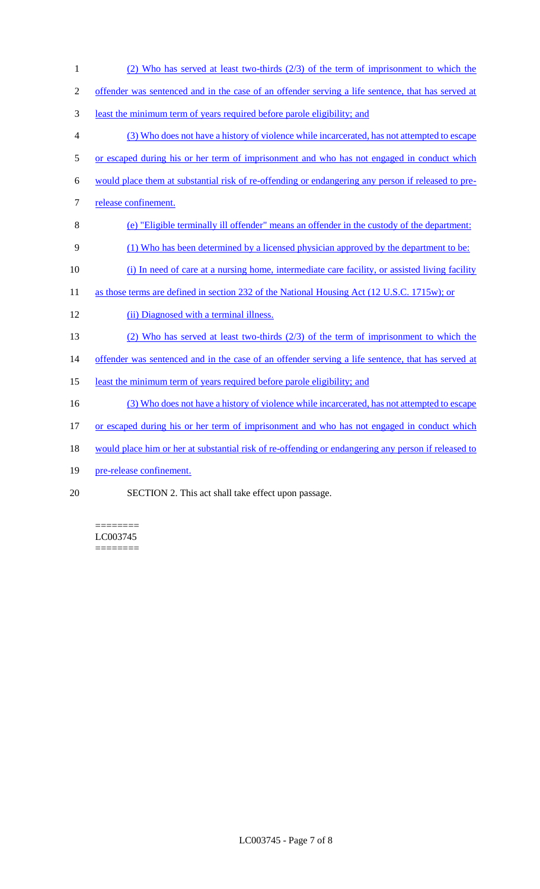(2) Who has served at least two-thirds (2/3) of the term of imprisonment to which the offender was sentenced and in the case of an offender serving a life sentence, that has served at least the minimum term of years required before parole eligibility; and

(3) Who does not have a history of violence while incarcerated, has not attempted to escape or escaped during his or her term of imprisonment and who has not engaged in conduct which would place them at substantial risk of re-offending or endangering any person if released to pre-release confinement.

(e) "Eligible terminally ill offender" means an offender in the custody of the department:

(1) Who has been determined by a licensed physician approved by the department to be:

(i) In need of care at a nursing home, intermediate care facility, or assisted living facility as those terms are defined in section 232 of the National Housing Act (12 U.S.C. 1715w); or

(ii) Diagnosed with a terminal illness.

(2) Who has served at least two-thirds (2/3) of the term of imprisonment to which the offender was sentenced and in the case of an offender serving a life sentence, that has served at least the minimum term of years required before parole eligibility; and

(3) Who does not have a history of violence while incarcerated, has not attempted to escape or escaped during his or her term of imprisonment and who has not engaged in conduct which would place him or her at substantial risk of re-offending or endangering any person if released to pre-release confinement.

SECTION 2. This act shall take effect upon passage.

========
LC003745
========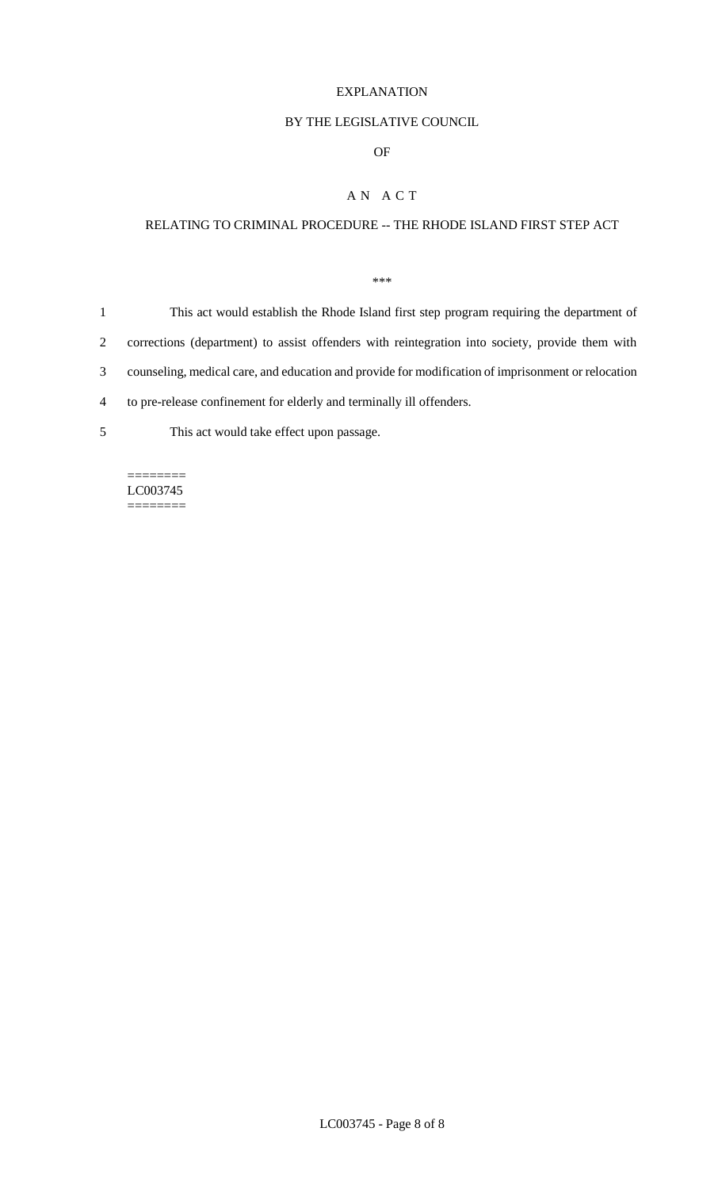EXPLANATION

BY THE LEGISLATIVE COUNCIL

OF

A N A C T

RELATING TO CRIMINAL PROCEDURE -- THE RHODE ISLAND FIRST STEP ACT

\*\*\*

1 This act would establish the Rhode Island first step program requiring the department of
2 corrections (department) to assist offenders with reintegration into society, provide them with
3 counseling, medical care, and education and provide for modification of imprisonment or relocation
4 to pre-release confinement for elderly and terminally ill offenders.
5 This act would take effect upon passage.

========
LC003745
========